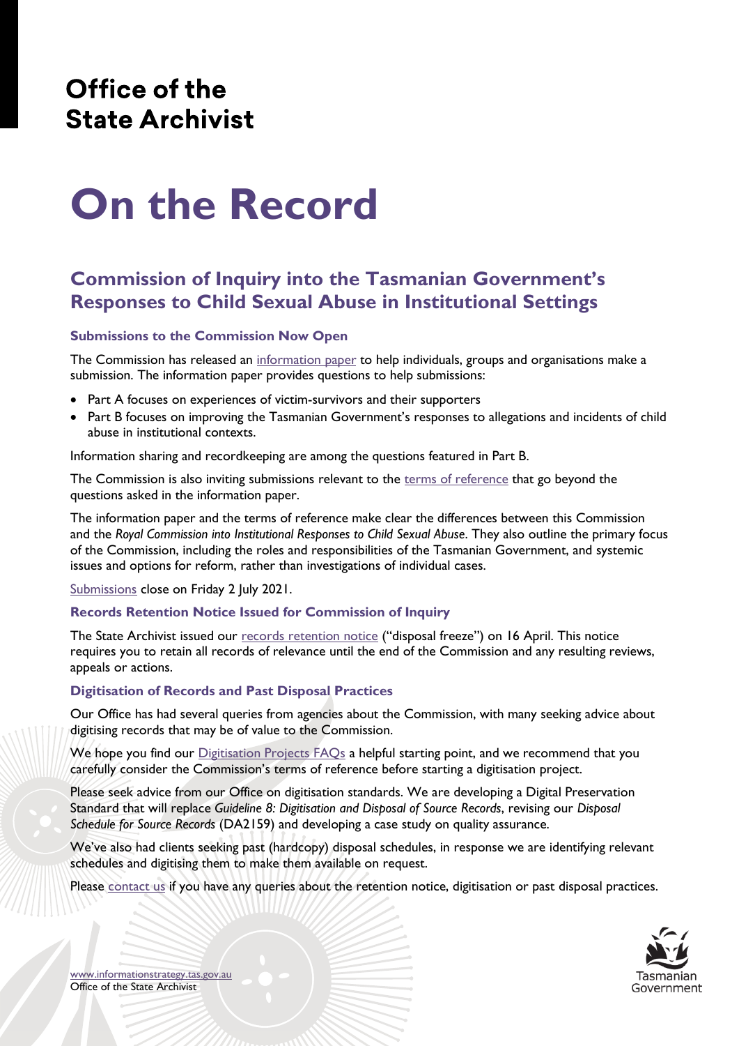Office of the
State Archivist

# On the Record

## Commission of Inquiry into the Tasmanian Government's Responses to Child Sexual Abuse in Institutional Settings

### Submissions to the Commission Now Open

The Commission has released an information paper to help individuals, groups and organisations make a submission. The information paper provides questions to help submissions:

- Part A focuses on experiences of victim-survivors and their supporters
- Part B focuses on improving the Tasmanian Government's responses to allegations and incidents of child abuse in institutional contexts.

Information sharing and recordkeeping are among the questions featured in Part B.

The Commission is also inviting submissions relevant to the terms of reference that go beyond the questions asked in the information paper.

The information paper and the terms of reference make clear the differences between this Commission and the *Royal Commission into Institutional Responses to Child Sexual Abuse*. They also outline the primary focus of the Commission, including the roles and responsibilities of the Tasmanian Government, and systemic issues and options for reform, rather than investigations of individual cases.

Submissions close on Friday 2 July 2021.

### Records Retention Notice Issued for Commission of Inquiry

The State Archivist issued our records retention notice ("disposal freeze") on 16 April. This notice requires you to retain all records of relevance until the end of the Commission and any resulting reviews, appeals or actions.

### Digitisation of Records and Past Disposal Practices

Our Office has had several queries from agencies about the Commission, with many seeking advice about digitising records that may be of value to the Commission.

We hope you find our Digitisation Projects FAQs a helpful starting point, and we recommend that you carefully consider the Commission's terms of reference before starting a digitisation project.

Please seek advice from our Office on digitisation standards. We are developing a Digital Preservation Standard that will replace *Guideline 8: Digitisation and Disposal of Source Records*, revising our *Disposal Schedule for Source Records* (DA2159) and developing a case study on quality assurance.

We've also had clients seeking past (hardcopy) disposal schedules, in response we are identifying relevant schedules and digitising them to make them available on request.

Please contact us if you have any queries about the retention notice, digitisation or past disposal practices.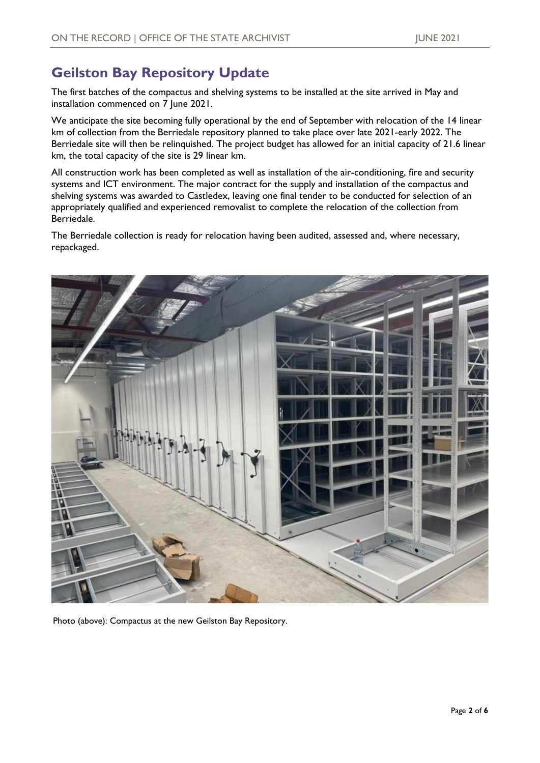## Geilston Bay Repository Update

The first batches of the compactus and shelving systems to be installed at the site arrived in May and installation commenced on 7 June 2021.

We anticipate the site becoming fully operational by the end of September with relocation of the 14 linear km of collection from the Berriedale repository planned to take place over late 2021-early 2022. The Berriedale site will then be relinquished. The project budget has allowed for an initial capacity of 21.6 linear km, the total capacity of the site is 29 linear km.

All construction work has been completed as well as installation of the air-conditioning, fire and security systems and ICT environment. The major contract for the supply and installation of the compactus and shelving systems was awarded to Castledex, leaving one final tender to be conducted for selection of an appropriately qualified and experienced removalist to complete the relocation of the collection from Berriedale.

The Berriedale collection is ready for relocation having been audited, assessed and, where necessary, repackaged.

Photo (above): Compactus at the new Geilston Bay Repository.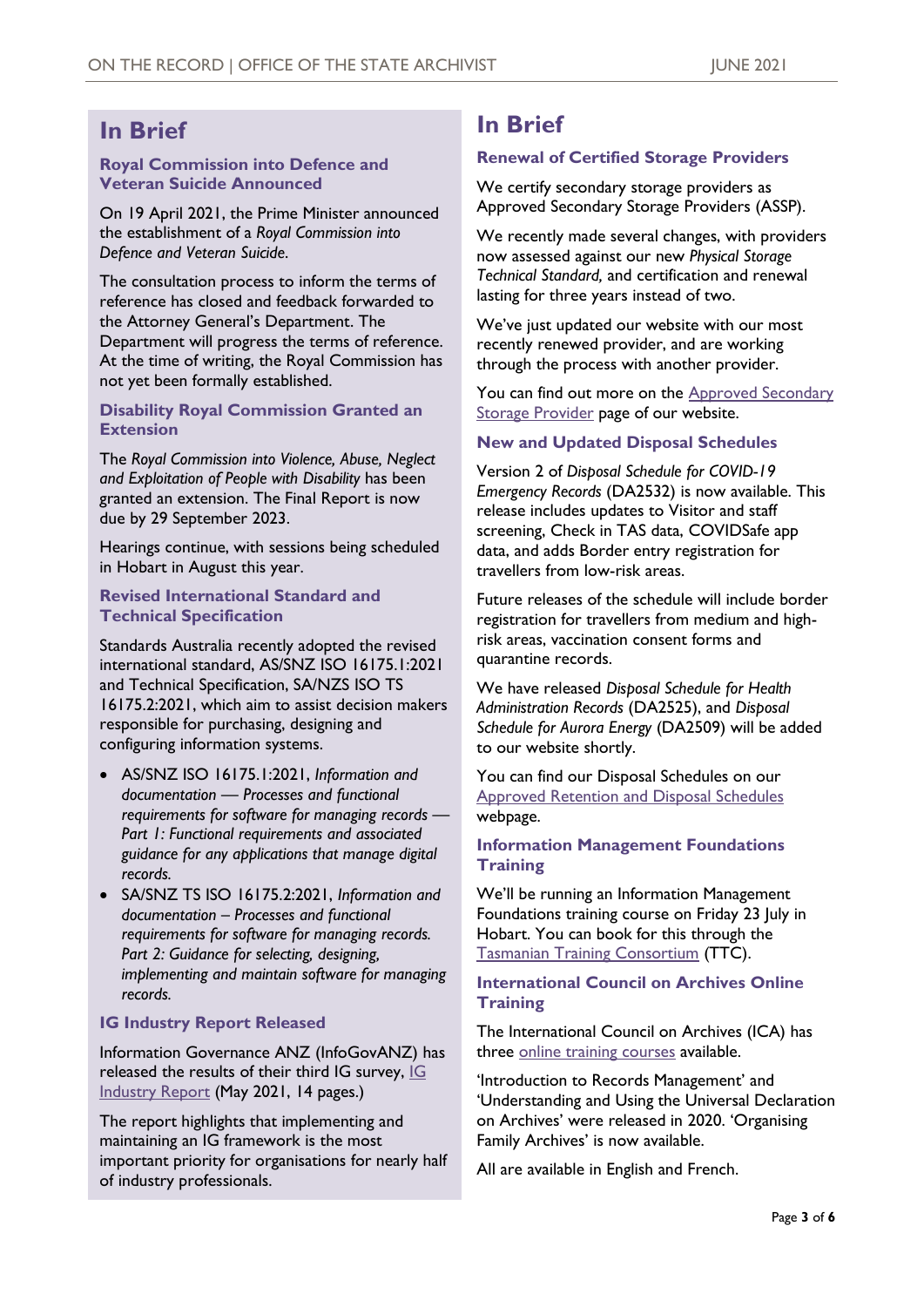# In Brief

## Royal Commission into Defence and Veteran Suicide Announced

On 19 April 2021, the Prime Minister announced the establishment of a *Royal Commission into Defence and Veteran Suicide*.

The consultation process to inform the terms of reference has closed and feedback forwarded to the Attorney General's Department. The Department will progress the terms of reference. At the time of writing, the Royal Commission has not yet been formally established.

## Disability Royal Commission Granted an Extension

The *Royal Commission into Violence, Abuse, Neglect and Exploitation of People with Disability* has been granted an extension. The Final Report is now due by 29 September 2023.

Hearings continue, with sessions being scheduled in Hobart in August this year.

## Revised International Standard and Technical Specification

Standards Australia recently adopted the revised international standard, AS/SNZ ISO 16175.1:2021 and Technical Specification, SA/NZS ISO TS 16175.2:2021, which aim to assist decision makers responsible for purchasing, designing and configuring information systems.

- AS/SNZ ISO 16175.1:2021, *Information and documentation — Processes and functional requirements for software for managing records — Part 1: Functional requirements and associated guidance for any applications that manage digital records.*
- SA/SNZ TS ISO 16175.2:2021, *Information and documentation – Processes and functional requirements for software for managing records. Part 2: Guidance for selecting, designing, implementing and maintain software for managing records.*

## IG Industry Report Released

Information Governance ANZ (InfoGovANZ) has released the results of their third IG survey, IG Industry Report (May 2021, 14 pages.)

The report highlights that implementing and maintaining an IG framework is the most important priority for organisations for nearly half of industry professionals.

# In Brief

## Renewal of Certified Storage Providers

We certify secondary storage providers as Approved Secondary Storage Providers (ASSP).

We recently made several changes, with providers now assessed against our new *Physical Storage Technical Standard,* and certification and renewal lasting for three years instead of two.

We've just updated our website with our most recently renewed provider, and are working through the process with another provider.

You can find out more on the Approved Secondary Storage Provider page of our website.

## New and Updated Disposal Schedules

Version 2 of *Disposal Schedule for COVID-19 Emergency Records* (DA2532) is now available. This release includes updates to Visitor and staff screening, Check in TAS data, COVIDSafe app data, and adds Border entry registration for travellers from low-risk areas.

Future releases of the schedule will include border registration for travellers from medium and high-risk areas, vaccination consent forms and quarantine records.

We have released *Disposal Schedule for Health Administration Records* (DA2525), and *Disposal Schedule for Aurora Energy* (DA2509) will be added to our website shortly.

You can find our Disposal Schedules on our Approved Retention and Disposal Schedules webpage.

## Information Management Foundations Training

We'll be running an Information Management Foundations training course on Friday 23 July in Hobart. You can book for this through the Tasmanian Training Consortium (TTC).

## International Council on Archives Online Training

The International Council on Archives (ICA) has three online training courses available.

'Introduction to Records Management' and 'Understanding and Using the Universal Declaration on Archives' were released in 2020. 'Organising Family Archives' is now available.

All are available in English and French.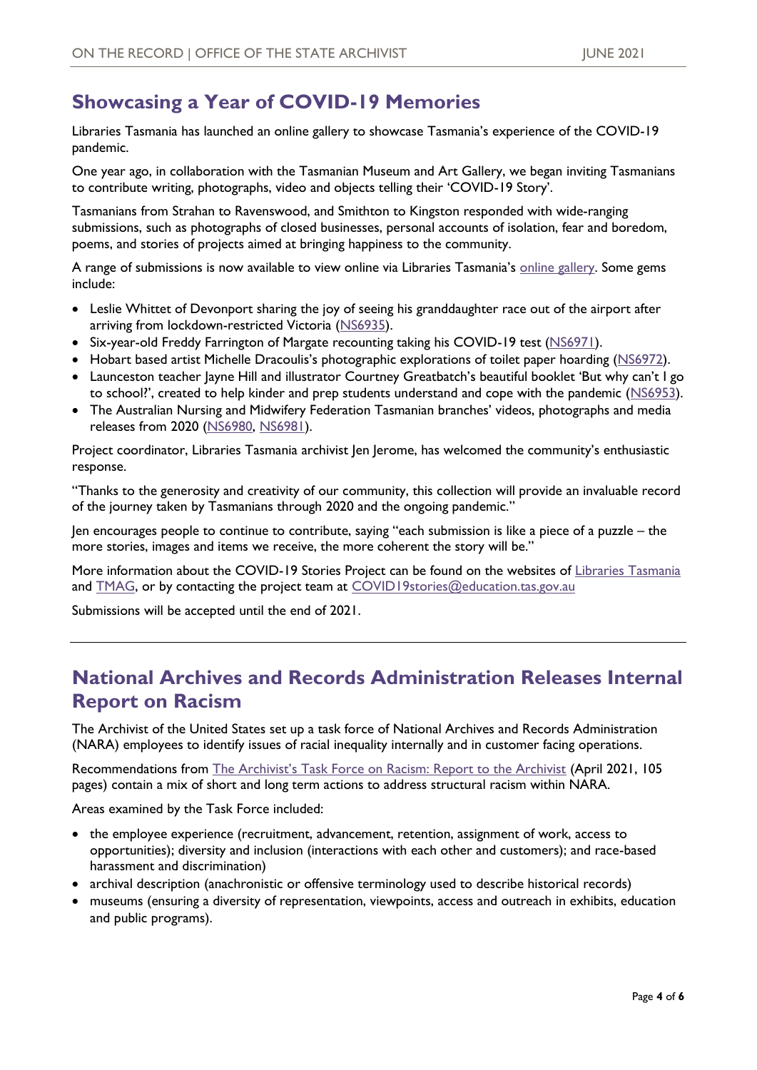## Showcasing a Year of COVID-19 Memories

Libraries Tasmania has launched an online gallery to showcase Tasmania's experience of the COVID-19 pandemic.

One year ago, in collaboration with the Tasmanian Museum and Art Gallery, we began inviting Tasmanians to contribute writing, photographs, video and objects telling their 'COVID-19 Story'.

Tasmanians from Strahan to Ravenswood, and Smithton to Kingston responded with wide-ranging submissions, such as photographs of closed businesses, personal accounts of isolation, fear and boredom, poems, and stories of projects aimed at bringing happiness to the community.

A range of submissions is now available to view online via Libraries Tasmania's online gallery. Some gems include:

- Leslie Whittet of Devonport sharing the joy of seeing his granddaughter race out of the airport after arriving from lockdown-restricted Victoria (NS6935).
- Six-year-old Freddy Farrington of Margate recounting taking his COVID-19 test (NS6971).
- Hobart based artist Michelle Dracoulis's photographic explorations of toilet paper hoarding (NS6972).
- Launceston teacher Jayne Hill and illustrator Courtney Greatbatch's beautiful booklet 'But why can't I go to school?', created to help kinder and prep students understand and cope with the pandemic (NS6953).
- The Australian Nursing and Midwifery Federation Tasmanian branches' videos, photographs and media releases from 2020 (NS6980, NS6981).

Project coordinator, Libraries Tasmania archivist Jen Jerome, has welcomed the community's enthusiastic response.

"Thanks to the generosity and creativity of our community, this collection will provide an invaluable record of the journey taken by Tasmanians through 2020 and the ongoing pandemic."

Jen encourages people to continue to contribute, saying "each submission is like a piece of a puzzle – the more stories, images and items we receive, the more coherent the story will be."

More information about the COVID-19 Stories Project can be found on the websites of Libraries Tasmania and TMAG, or by contacting the project team at COVID19stories@education.tas.gov.au

Submissions will be accepted until the end of 2021.

---

## National Archives and Records Administration Releases Internal Report on Racism

The Archivist of the United States set up a task force of National Archives and Records Administration (NARA) employees to identify issues of racial inequality internally and in customer facing operations.

Recommendations from The Archivist's Task Force on Racism: Report to the Archivist (April 2021, 105 pages) contain a mix of short and long term actions to address structural racism within NARA.

Areas examined by the Task Force included:

- the employee experience (recruitment, advancement, retention, assignment of work, access to opportunities); diversity and inclusion (interactions with each other and customers); and race-based harassment and discrimination)
- archival description (anachronistic or offensive terminology used to describe historical records)
- museums (ensuring a diversity of representation, viewpoints, access and outreach in exhibits, education and public programs).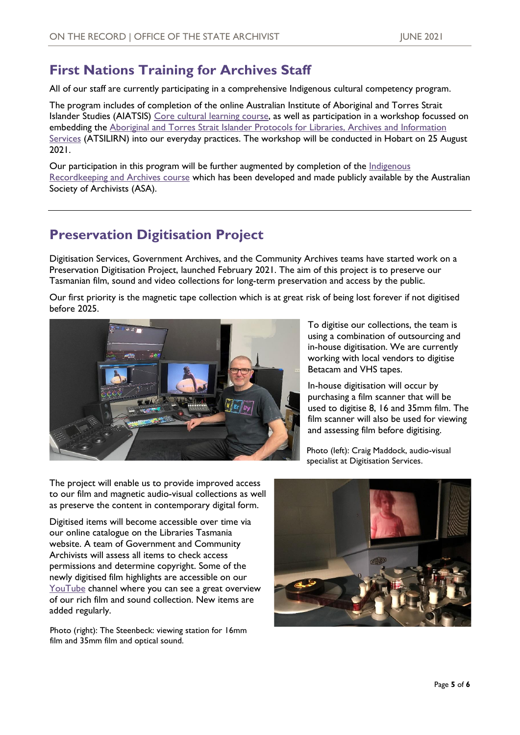## First Nations Training for Archives Staff

All of our staff are currently participating in a comprehensive Indigenous cultural competency program.

The program includes of completion of the online Australian Institute of Aboriginal and Torres Strait Islander Studies (AIATSIS) Core cultural learning course, as well as participation in a workshop focussed on embedding the Aboriginal and Torres Strait Islander Protocols for Libraries, Archives and Information Services (ATSILIRN) into our everyday practices. The workshop will be conducted in Hobart on 25 August 2021.

Our participation in this program will be further augmented by completion of the Indigenous Recordkeeping and Archives course which has been developed and made publicly available by the Australian Society of Archivists (ASA).

---

## Preservation Digitisation Project

Digitisation Services, Government Archives, and the Community Archives teams have started work on a Preservation Digitisation Project, launched February 2021. The aim of this project is to preserve our Tasmanian film, sound and video collections for long-term preservation and access by the public.

Our first priority is the magnetic tape collection which is at great risk of being lost forever if not digitised before 2025.

To digitise our collections, the team is using a combination of outsourcing and in-house digitisation. We are currently working with local vendors to digitise Betacam and VHS tapes.

In-house digitisation will occur by purchasing a film scanner that will be used to digitise 8, 16 and 35mm film. The film scanner will also be used for viewing and assessing film before digitising.

Photo (left): Craig Maddock, audio-visual specialist at Digitisation Services.

The project will enable us to provide improved access to our film and magnetic audio-visual collections as well as preserve the content in contemporary digital form.

Digitised items will become accessible over time via our online catalogue on the Libraries Tasmania website. A team of Government and Community Archivists will assess all items to check access permissions and determine copyright. Some of the newly digitised film highlights are accessible on our YouTube channel where you can see a great overview of our rich film and sound collection. New items are added regularly.

Photo (right): The Steenbeck: viewing station for 16mm film and 35mm film and optical sound.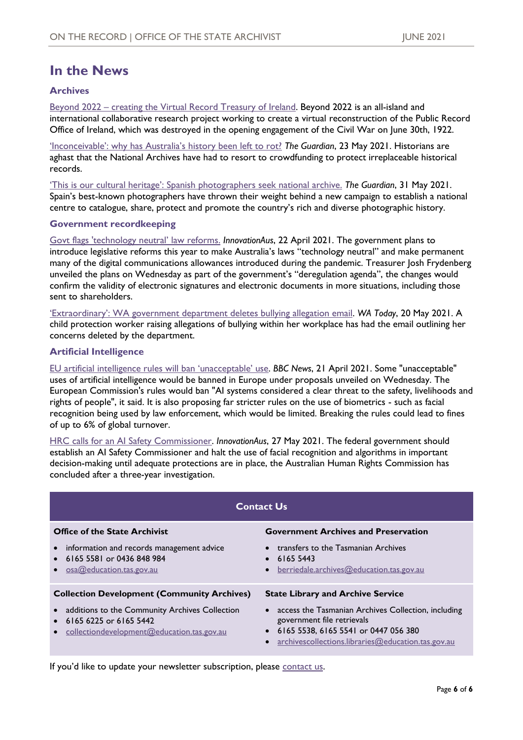# In the News

### Archives

Beyond 2022 – creating the Virtual Record Treasury of Ireland. Beyond 2022 is an all-island and international collaborative research project working to create a virtual reconstruction of the Public Record Office of Ireland, which was destroyed in the opening engagement of the Civil War on June 30th, 1922.

'Inconceivable': why has Australia's history been left to rot? *The Guardian*, 23 May 2021. Historians are aghast that the National Archives have had to resort to crowdfunding to protect irreplaceable historical records.

'This is our cultural heritage': Spanish photographers seek national archive. *The Guardian*, 31 May 2021. Spain's best-known photographers have thrown their weight behind a new campaign to establish a national centre to catalogue, share, protect and promote the country's rich and diverse photographic history.

### Government recordkeeping

Govt flags 'technology neutral' law reforms. *InnovationAus*, 22 April 2021. The government plans to introduce legislative reforms this year to make Australia's laws "technology neutral" and make permanent many of the digital communications allowances introduced during the pandemic. Treasurer Josh Frydenberg unveiled the plans on Wednesday as part of the government's "deregulation agenda", the changes would confirm the validity of electronic signatures and electronic documents in more situations, including those sent to shareholders.

'Extraordinary': WA government department deletes bullying allegation email. *WA Today*, 20 May 2021. A child protection worker raising allegations of bullying within her workplace has had the email outlining her concerns deleted by the department.

### Artificial Intelligence

EU artificial intelligence rules will ban 'unacceptable' use. *BBC News*, 21 April 2021. Some "unacceptable" uses of artificial intelligence would be banned in Europe under proposals unveiled on Wednesday. The European Commission's rules would ban "AI systems considered a clear threat to the safety, livelihoods and rights of people", it said. It is also proposing far stricter rules on the use of biometrics - such as facial recognition being used by law enforcement, which would be limited. Breaking the rules could lead to fines of up to 6% of global turnover.

HRC calls for an AI Safety Commissioner. *InnovationAus*, 27 May 2021. The federal government should establish an AI Safety Commissioner and halt the use of facial recognition and algorithms in important decision-making until adequate protections are in place, the Australian Human Rights Commission has concluded after a three-year investigation.

## Contact Us

**Office of the State Archivist**

- information and records management advice
- 6165 5581 or 0436 848 984
- osa@education.tas.gov.au

**Government Archives and Preservation**

- transfers to the Tasmanian Archives
- 6165 5443
- berriedale.archives@education.tas.gov.au

**Collection Development (Community Archives)**

- additions to the Community Archives Collection
- 6165 6225 or 6165 5442
- collectiondevelopment@education.tas.gov.au

**State Library and Archive Service**

- access the Tasmanian Archives Collection, including government file retrievals
- 6165 5538, 6165 5541 or 0447 056 380
- archivescollections.libraries@education.tas.gov.au

If you'd like to update your newsletter subscription, please contact us.